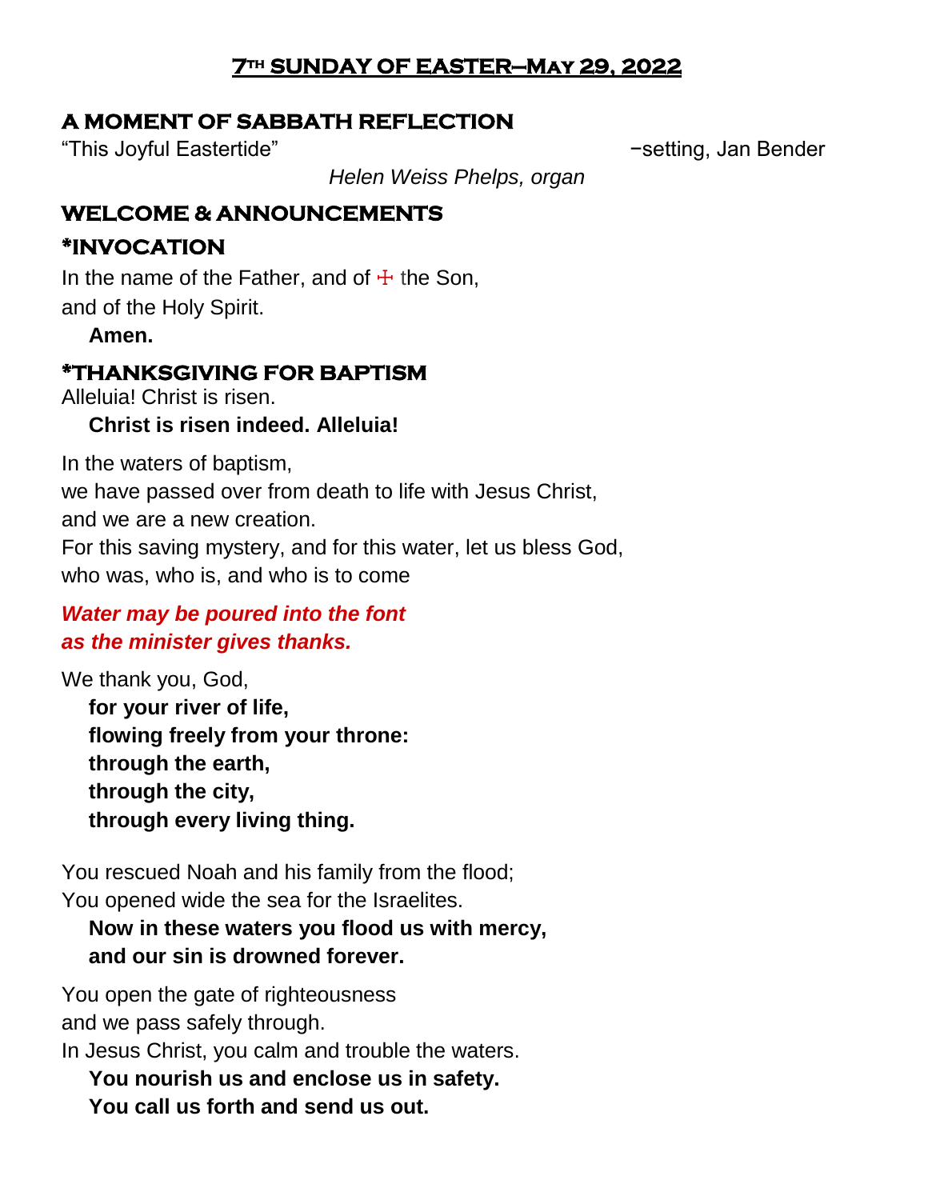# 7th SUNDAY OF EASTER—May 29, 2022

## A MOMENT OF SABBATH REFLECTION

"This Joyful Eastertide" −setting, Jan Bender

*Helen Weiss Phelps, organ*

## WELCOME & ANNOUNCEMENTS

## *INVOCATION

In the name of the Father, and of ☩ the Son,
and of the Holy Spirit.

**Amen.**

## *THANKSGIVING FOR BAPTISM

Alleluia! Christ is risen.

**Christ is risen indeed. Alleluia!**

In the waters of baptism,
we have passed over from death to life with Jesus Christ,
and we are a new creation.
For this saving mystery, and for this water, let us bless God,
who was, who is, and who is to come

***Water may be poured into the font***
***as the minister gives thanks.***

We thank you, God,

**for your river of life,**
**flowing freely from your throne:**
**through the earth,**
**through the city,**
**through every living thing.**

You rescued Noah and his family from the flood;
You opened wide the sea for the Israelites.

**Now in these waters you flood us with mercy,**
**and our sin is drowned forever.**

You open the gate of righteousness
and we pass safely through.
In Jesus Christ, you calm and trouble the waters.

**You nourish us and enclose us in safety.**
**You call us forth and send us out.**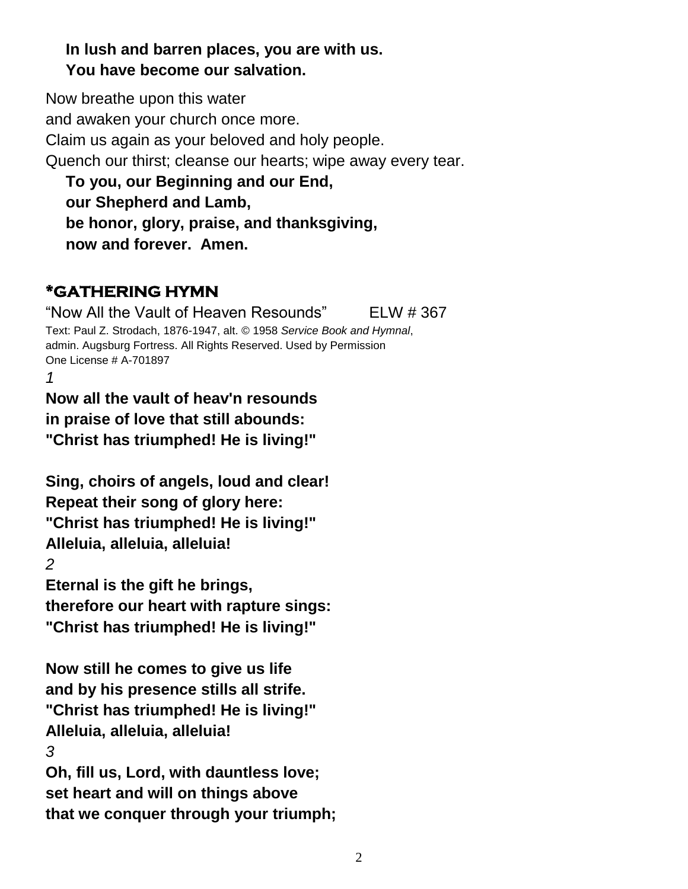**In lush and barren places, you are with us.**
**You have become our salvation.**

Now breathe upon this water
and awaken your church once more.
Claim us again as your beloved and holy people.
Quench our thirst; cleanse our hearts; wipe away every tear.

**To you, our Beginning and our End,**
**our Shepherd and Lamb,**
**be honor, glory, praise, and thanksgiving,**
**now and forever. Amen.**

## *GATHERING HYMN

"Now All the Vault of Heaven Resounds" ELW # 367

Text: Paul Z. Strodach, 1876-1947, alt. © 1958 *Service Book and Hymnal*, admin. Augsburg Fortress. All Rights Reserved. Used by Permission One License # A-701897

*1*

**Now all the vault of heav'n resounds**
**in praise of love that still abounds:**
**"Christ has triumphed! He is living!"**

**Sing, choirs of angels, loud and clear!**
**Repeat their song of glory here:**
**"Christ has triumphed! He is living!"**
**Alleluia, alleluia, alleluia!**

*2*

**Eternal is the gift he brings,**
**therefore our heart with rapture sings:**
**"Christ has triumphed! He is living!"**

**Now still he comes to give us life**
**and by his presence stills all strife.**
**"Christ has triumphed! He is living!"**
**Alleluia, alleluia, alleluia!**

*3*

**Oh, fill us, Lord, with dauntless love;**
**set heart and will on things above**
**that we conquer through your triumph;**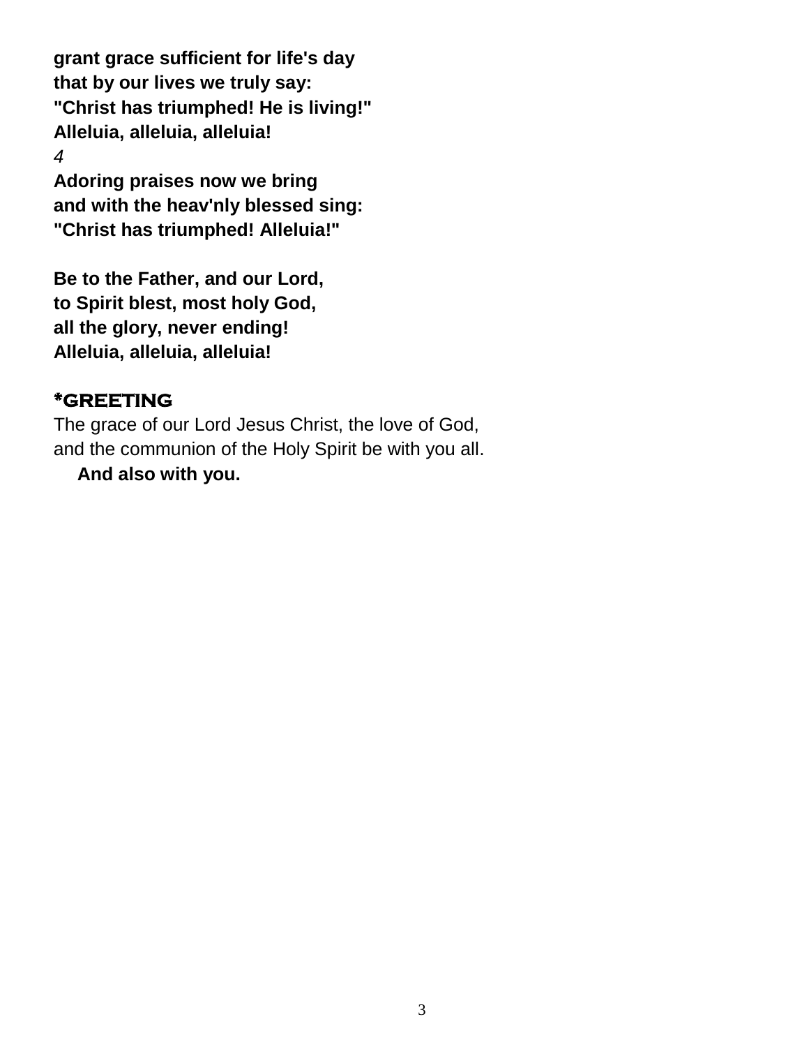**grant grace sufficient for life's day**
**that by our lives we truly say:**
**"Christ has triumphed! He is living!"**
**Alleluia, alleluia, alleluia!**

*4*

**Adoring praises now we bring**
**and with the heav'nly blessed sing:**
**"Christ has triumphed! Alleluia!"**

**Be to the Father, and our Lord,**
**to Spirit blest, most holy God,**
**all the glory, never ending!**
**Alleluia, alleluia, alleluia!**

## *GREETING

The grace of our Lord Jesus Christ, the love of God,
and the communion of the Holy Spirit be with you all.

**And also with you.**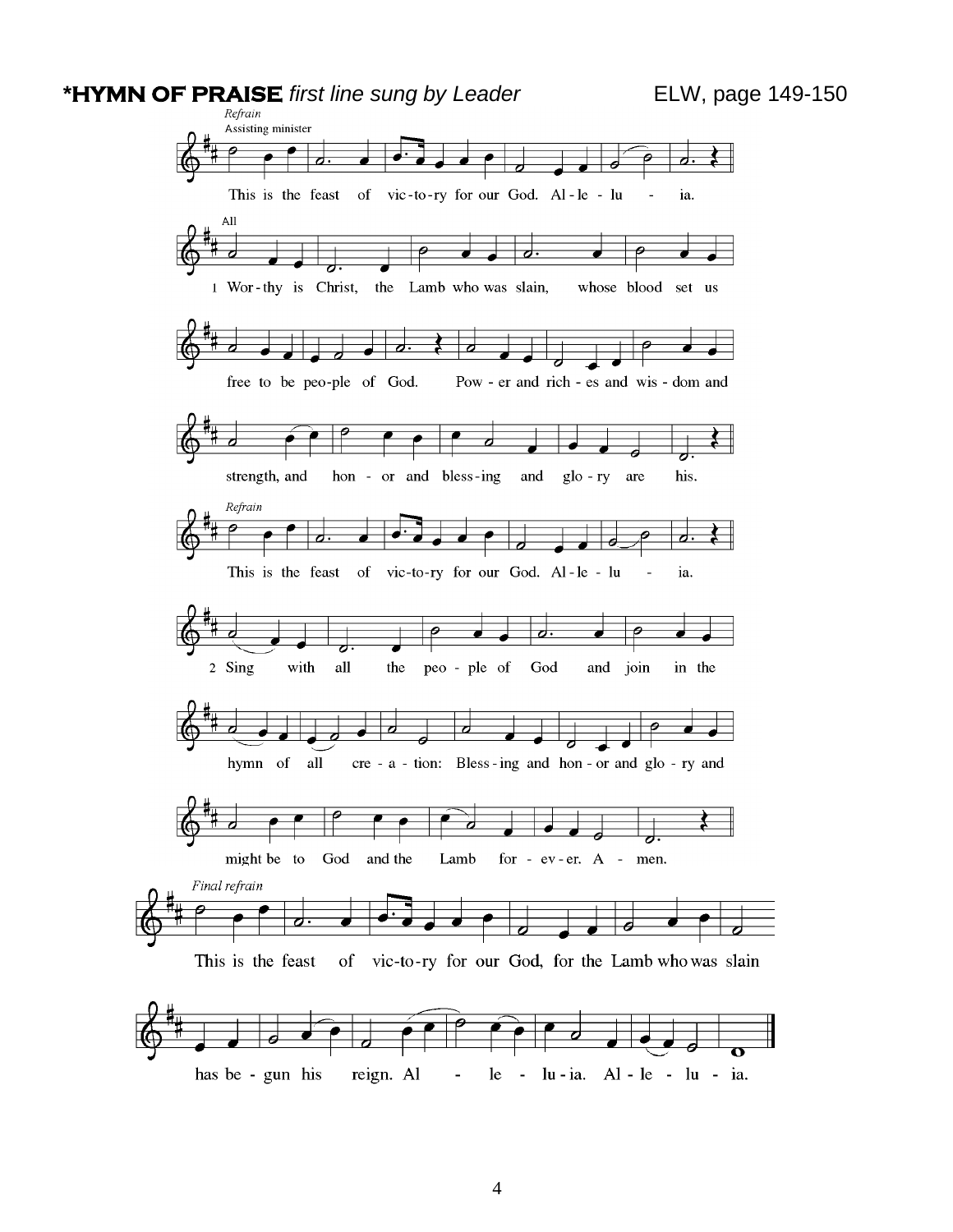**\*HYMN OF PRAISE** *first line sung by Leader* ELW, page 149-150

*Refrain*
Assisting minister

This is the feast of vic-to-ry for our God. Al-le-lu-ia.

All

1 Wor-thy is Christ, the Lamb who was slain, whose blood set us free to be peo-ple of God. Pow-er and rich-es and wis-dom and strength, and hon-or and bless-ing and glo-ry are his.

*Refrain*

This is the feast of vic-to-ry for our God. Al-le-lu-ia.

2 Sing with all the peo-ple of God and join in the hymn of all cre-a-tion: Bless-ing and hon-or and glo-ry and might be to God and the Lamb for-ev-er. A-men.

*Final refrain*

This is the feast of vic-to-ry for our God, for the Lamb who was slain has be-gun his reign. Al-le-lu-ia. Al-le-lu-ia.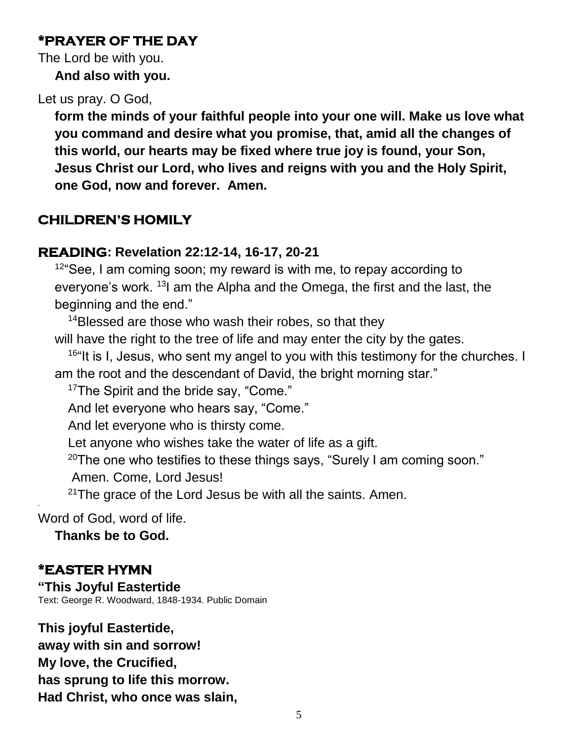## *PRAYER OF THE DAY

The Lord be with you.

**And also with you.**

Let us pray. O God,

**form the minds of your faithful people into your one will. Make us love what you command and desire what you promise, that, amid all the changes of this world, our hearts may be fixed where true joy is found, your Son, Jesus Christ our Lord, who lives and reigns with you and the Holy Spirit, one God, now and forever. Amen.**

## CHILDREN'S HOMILY

## READING: Revelation 22:12-14, 16-17, 20-21

[12]"See, I am coming soon; my reward is with me, to repay according to everyone's work. [13]I am the Alpha and the Omega, the first and the last, the beginning and the end."

[14]Blessed are those who wash their robes, so that they will have the right to the tree of life and may enter the city by the gates.

[16]"It is I, Jesus, who sent my angel to you with this testimony for the churches. I am the root and the descendant of David, the bright morning star."

[17]The Spirit and the bride say, "Come."

And let everyone who hears say, "Come."

And let everyone who is thirsty come.

Let anyone who wishes take the water of life as a gift.

[20]The one who testifies to these things says, "Surely I am coming soon."

Amen. Come, Lord Jesus!

[21]The grace of the Lord Jesus be with all the saints. Amen.

Word of God, word of life.

**Thanks be to God.**

## *EASTER HYMN

**"This Joyful Eastertide**

Text: George R. Woodward, 1848-1934. Public Domain

**This joyful Eastertide,**
**away with sin and sorrow!**
**My love, the Crucified,**
**has sprung to life this morrow.**
**Had Christ, who once was slain,**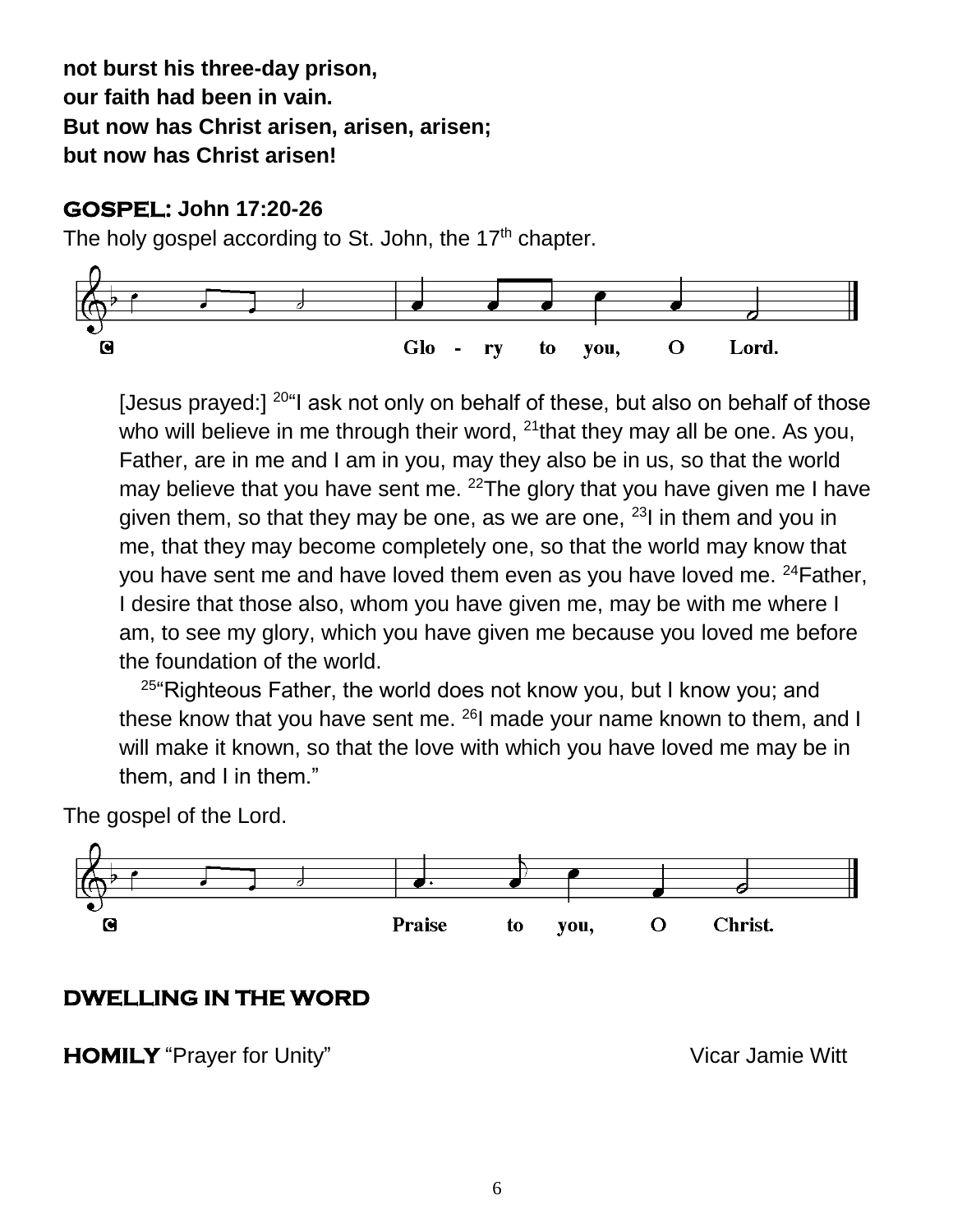**not burst his three-day prison,**
**our faith had been in vain.**
**But now has Christ arisen, arisen, arisen;**
**but now has Christ arisen!**

## GOSPEL: John 17:20-26

The holy gospel according to St. John, the 17th chapter.

**C** Glo - ry to you, O Lord.

[Jesus prayed:] [20]"I ask not only on behalf of these, but also on behalf of those who will believe in me through their word, [21]that they may all be one. As you, Father, are in me and I am in you, may they also be in us, so that the world may believe that you have sent me. [22]The glory that you have given me I have given them, so that they may be one, as we are one, [23]I in them and you in me, that they may become completely one, so that the world may know that you have sent me and have loved them even as you have loved me. [24]Father, I desire that those also, whom you have given me, may be with me where I am, to see my glory, which you have given me because you loved me before the foundation of the world.

[25]"Righteous Father, the world does not know you, but I know you; and these know that you have sent me. [26]I made your name known to them, and I will make it known, so that the love with which you have loved me may be in them, and I in them."

The gospel of the Lord.

**C** Praise to you, O Christ.

## DWELLING IN THE WORD

**HOMILY** "Prayer for Unity" Vicar Jamie Witt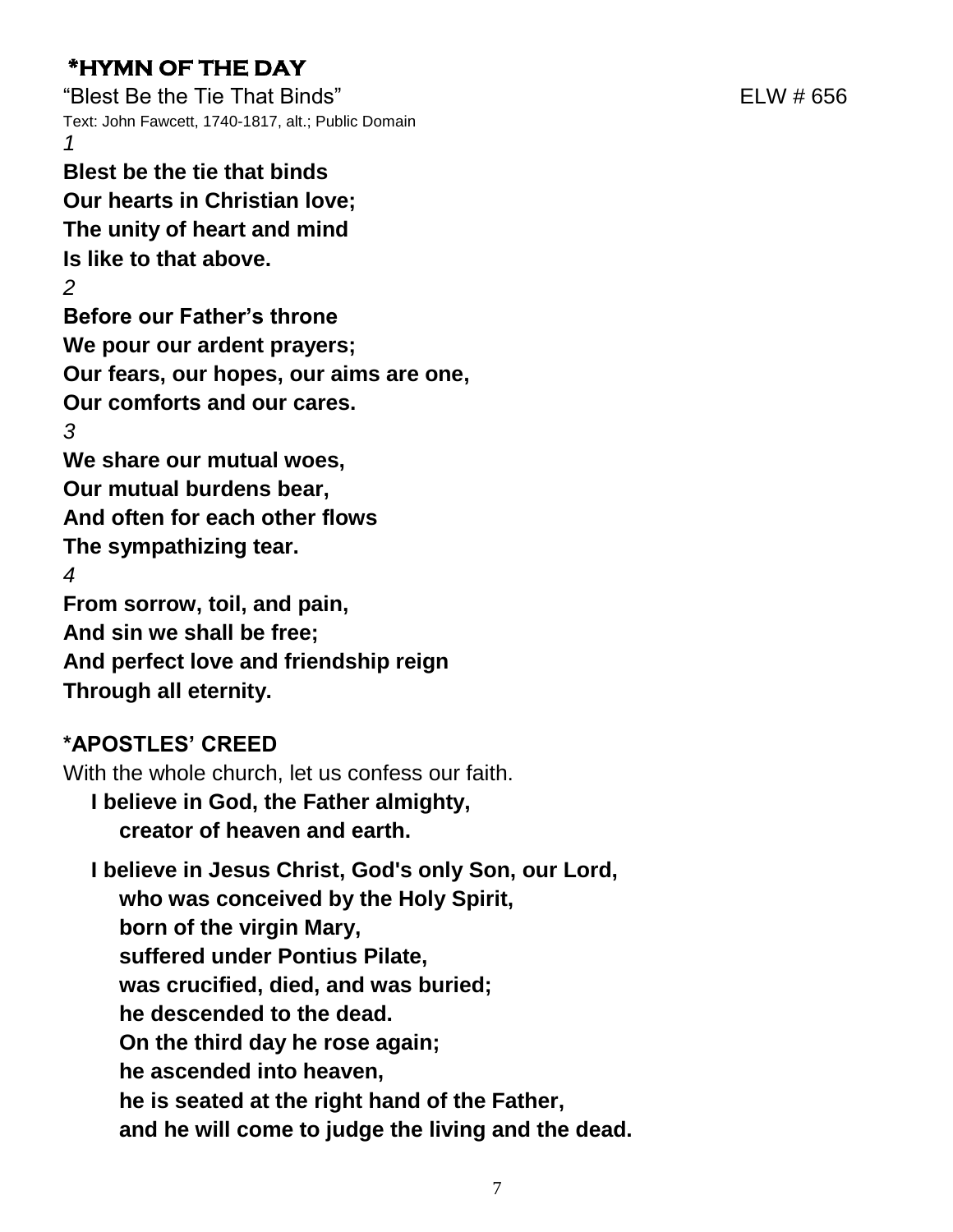## *HYMN OF THE DAY

"Blest Be the Tie That Binds" ELW # 656

Text: John Fawcett, 1740-1817, alt.; Public Domain

*1*

**Blest be the tie that binds**
**Our hearts in Christian love;**
**The unity of heart and mind**
**Is like to that above.**

*2*

**Before our Father's throne**
**We pour our ardent prayers;**
**Our fears, our hopes, our aims are one,**
**Our comforts and our cares.**

*3*

**We share our mutual woes,**
**Our mutual burdens bear,**
**And often for each other flows**
**The sympathizing tear.**

*4*

**From sorrow, toil, and pain,**
**And sin we shall be free;**
**And perfect love and friendship reign**
**Through all eternity.**

## *APOSTLES' CREED

With the whole church, let us confess our faith.

**I believe in God, the Father almighty,**
**creator of heaven and earth.**

**I believe in Jesus Christ, God's only Son, our Lord,**
**who was conceived by the Holy Spirit,**
**born of the virgin Mary,**
**suffered under Pontius Pilate,**
**was crucified, died, and was buried;**
**he descended to the dead.**
**On the third day he rose again;**
**he ascended into heaven,**
**he is seated at the right hand of the Father,**
**and he will come to judge the living and the dead.**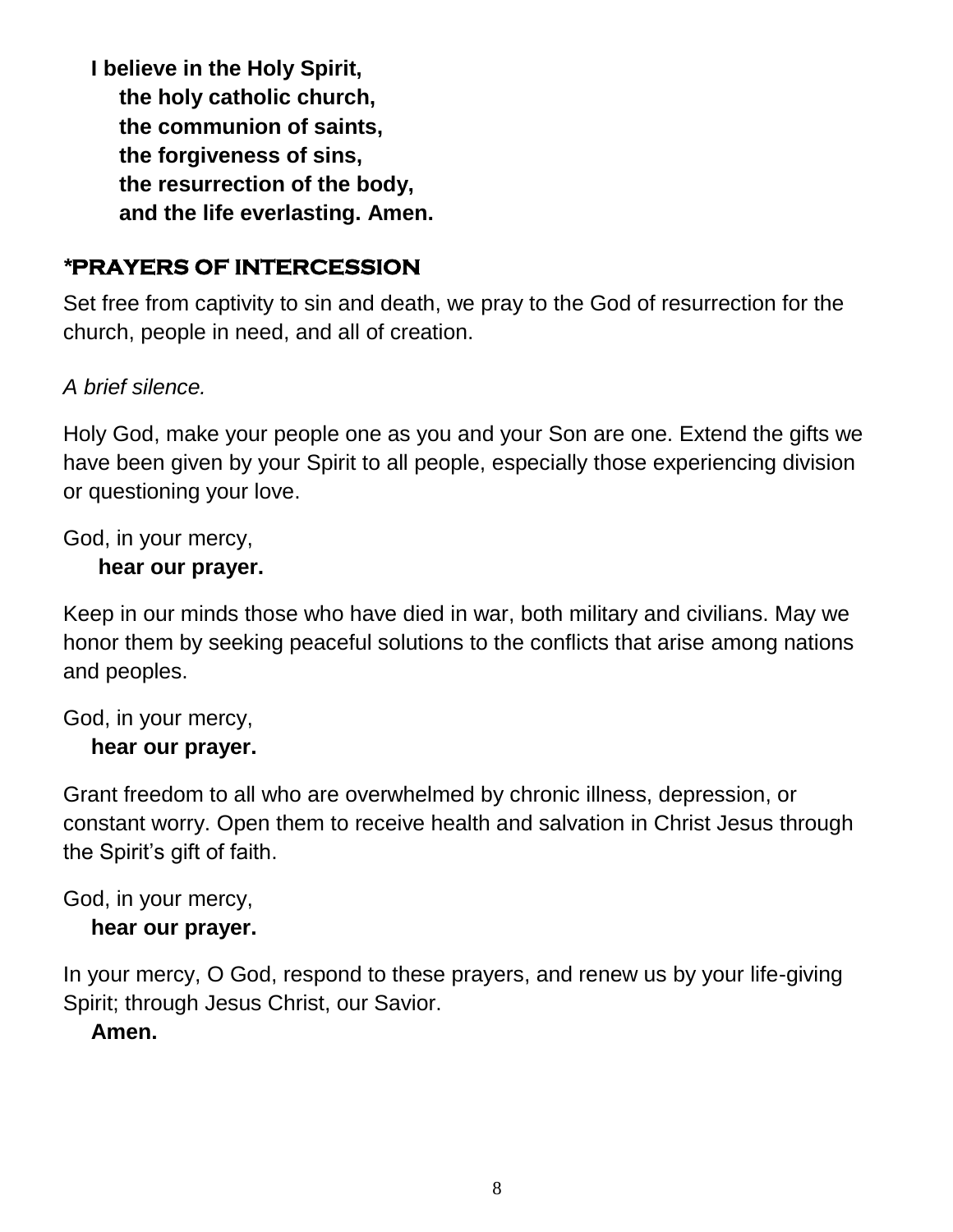**I believe in the Holy Spirit,**
**the holy catholic church,**
**the communion of saints,**
**the forgiveness of sins,**
**the resurrection of the body,**
**and the life everlasting. Amen.**

## *PRAYERS OF INTERCESSION

Set free from captivity to sin and death, we pray to the God of resurrection for the church, people in need, and all of creation.

*A brief silence.*

Holy God, make your people one as you and your Son are one. Extend the gifts we have been given by your Spirit to all people, especially those experiencing division or questioning your love.

God, in your mercy,
**hear our prayer.**

Keep in our minds those who have died in war, both military and civilians. May we honor them by seeking peaceful solutions to the conflicts that arise among nations and peoples.

God, in your mercy,
**hear our prayer.**

Grant freedom to all who are overwhelmed by chronic illness, depression, or constant worry. Open them to receive health and salvation in Christ Jesus through the Spirit's gift of faith.

God, in your mercy,
**hear our prayer.**

In your mercy, O God, respond to these prayers, and renew us by your life-giving Spirit; through Jesus Christ, our Savior.
**Amen.**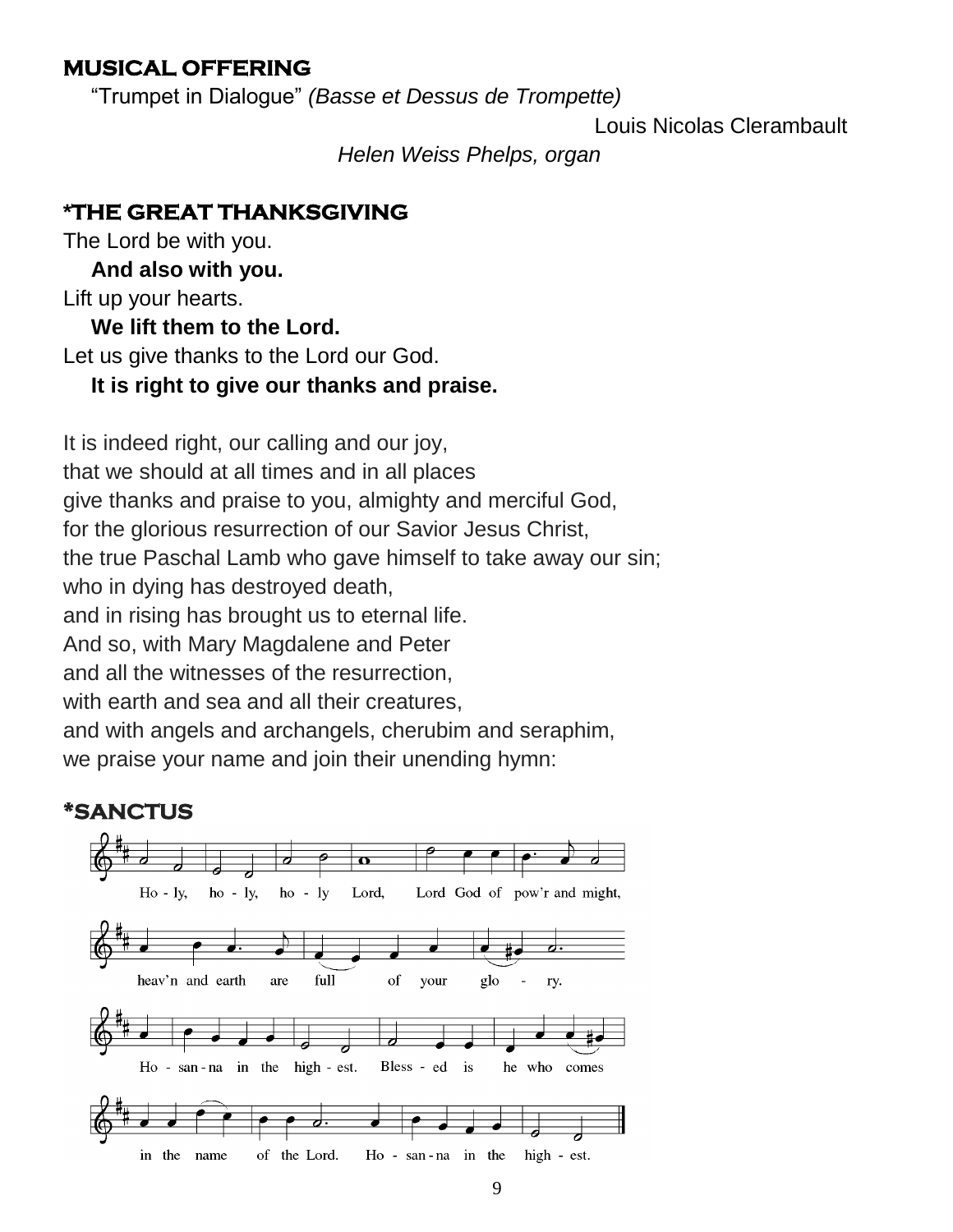**MUSICAL OFFERING**

"Trumpet in Dialogue" *(Basse et Dessus de Trompette)*

Louis Nicolas Clerambault

*Helen Weiss Phelps, organ*

**\*THE GREAT THANKSGIVING**

The Lord be with you.

**And also with you.**

Lift up your hearts.

**We lift them to the Lord.**

Let us give thanks to the Lord our God.

**It is right to give our thanks and praise.**

It is indeed right, our calling and our joy,
that we should at all times and in all places
give thanks and praise to you, almighty and merciful God,
for the glorious resurrection of our Savior Jesus Christ,
the true Paschal Lamb who gave himself to take away our sin;
who in dying has destroyed death,
and in rising has brought us to eternal life.
And so, with Mary Magdalene and Peter
and all the witnesses of the resurrection,
with earth and sea and all their creatures,
and with angels and archangels, cherubim and seraphim,
we praise your name and join their unending hymn:

**\*SANCTUS**

Ho - ly, ho - ly, ho - ly Lord, Lord God of pow'r and might,
heav'n and earth are full of your glo - ry.
Ho - san - na in the high - est. Bless - ed is he who comes
in the name of the Lord. Ho - san - na in the high - est.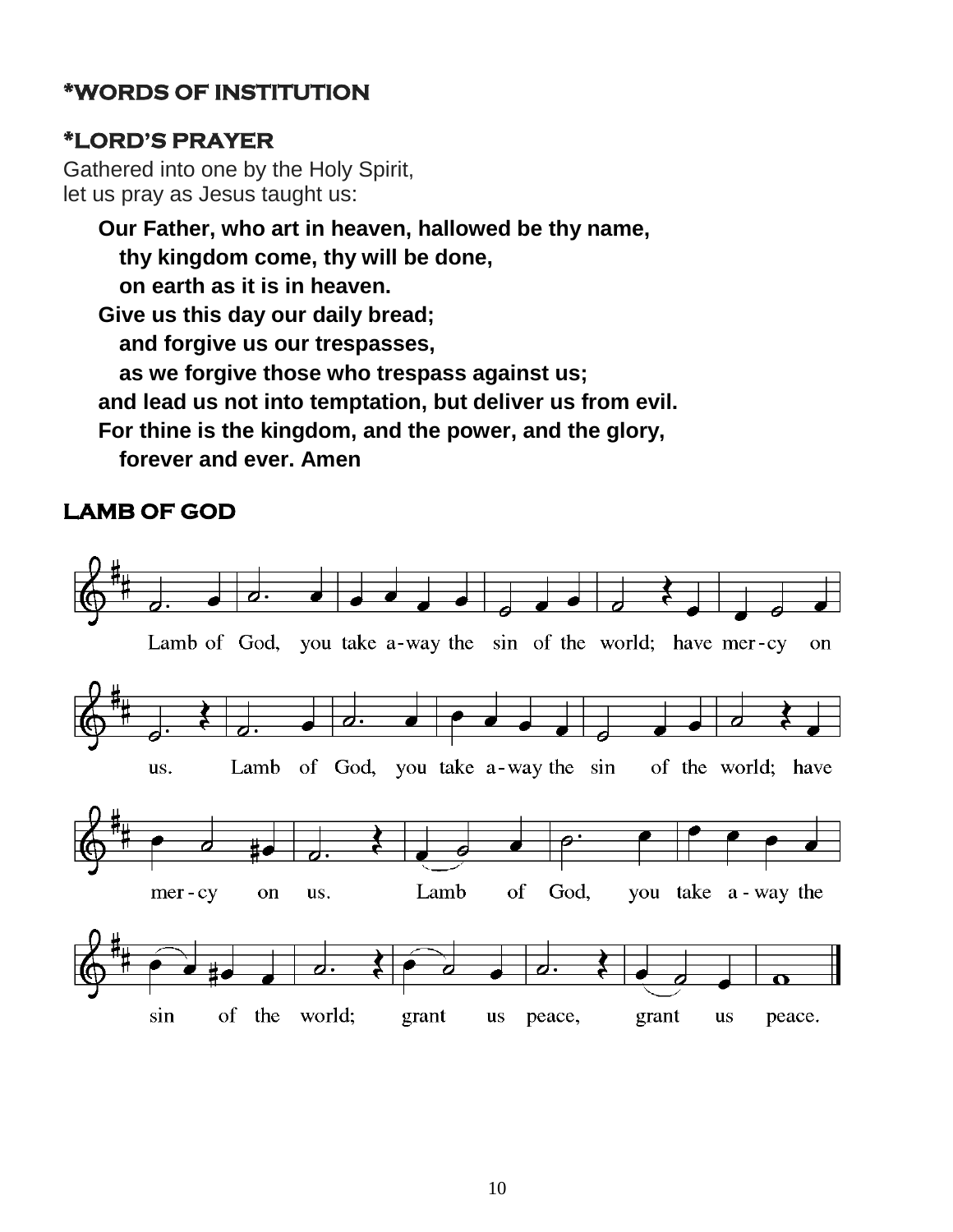## *WORDS OF INSTITUTION

## *LORD'S PRAYER

Gathered into one by the Holy Spirit,
let us pray as Jesus taught us:

**Our Father, who art in heaven, hallowed be thy name,**
**thy kingdom come, thy will be done,**
**on earth as it is in heaven.**
**Give us this day our daily bread;**
**and forgive us our trespasses,**
**as we forgive those who trespass against us;**
**and lead us not into temptation, but deliver us from evil.**
**For thine is the kingdom, and the power, and the glory,**
**forever and ever. Amen**

## LAMB OF GOD

Lamb of God, you take a-way the sin of the world; have mer-cy on us.
Lamb of God, you take a-way the sin of the world; have mer-cy on us.
Lamb of God, you take a-way the sin of the world; grant us peace, grant us peace.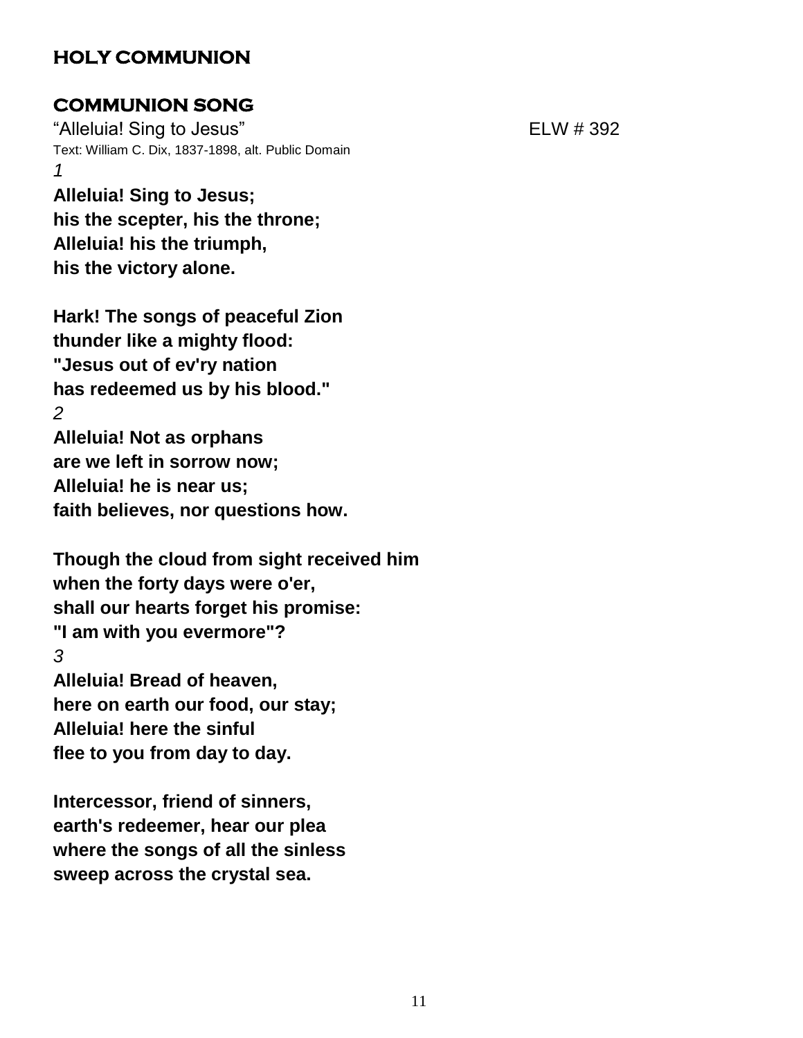# HOLY COMMUNION

## COMMUNION SONG

"Alleluia! Sing to Jesus" ELW # 392

Text: William C. Dix, 1837-1898, alt. Public Domain

*1*

**Alleluia! Sing to Jesus;**
**his the scepter, his the throne;**
**Alleluia! his the triumph,**
**his the victory alone.**

**Hark! The songs of peaceful Zion**
**thunder like a mighty flood:**
**"Jesus out of ev'ry nation**
**has redeemed us by his blood."**

*2*

**Alleluia! Not as orphans**
**are we left in sorrow now;**
**Alleluia! he is near us;**
**faith believes, nor questions how.**

**Though the cloud from sight received him**
**when the forty days were o'er,**
**shall our hearts forget his promise:**
**"I am with you evermore"?**

*3*

**Alleluia! Bread of heaven,**
**here on earth our food, our stay;**
**Alleluia! here the sinful**
**flee to you from day to day.**

**Intercessor, friend of sinners,**
**earth's redeemer, hear our plea**
**where the songs of all the sinless**
**sweep across the crystal sea.**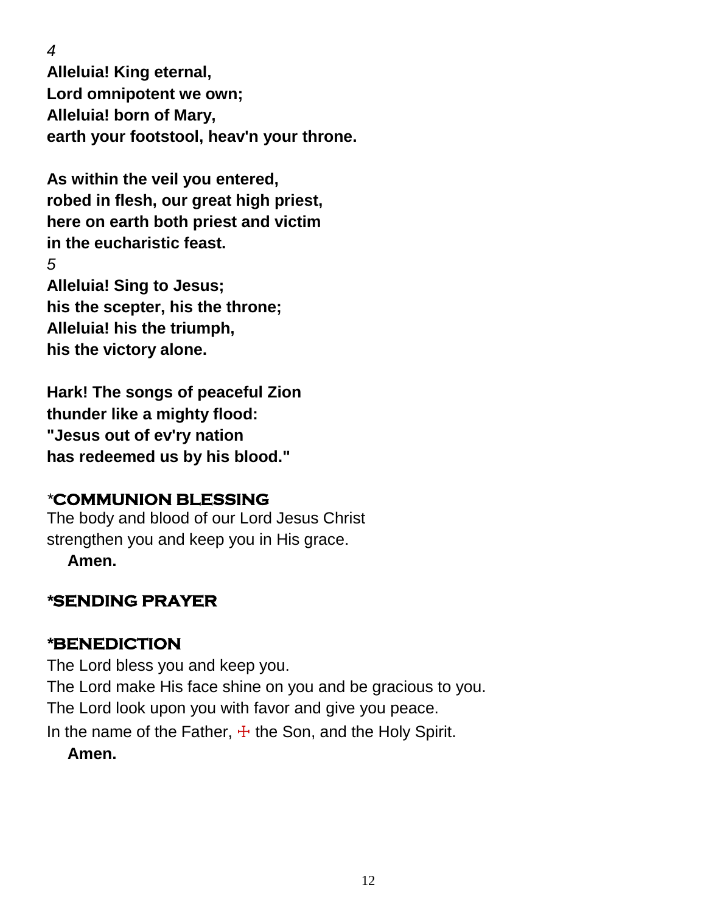*4*

**Alleluia! King eternal,**
**Lord omnipotent we own;**
**Alleluia! born of Mary,**
**earth your footstool, heav'n your throne.**

**As within the veil you entered,**
**robed in flesh, our great high priest,**
**here on earth both priest and victim**
**in the eucharistic feast.**

*5*

**Alleluia! Sing to Jesus;**
**his the scepter, his the throne;**
**Alleluia! his the triumph,**
**his the victory alone.**

**Hark! The songs of peaceful Zion**
**thunder like a mighty flood:**
**"Jesus out of ev'ry nation**
**has redeemed us by his blood."**

## *COMMUNION BLESSING

The body and blood of our Lord Jesus Christ
strengthen you and keep you in His grace.
**Amen.**

## *SENDING PRAYER

## *BENEDICTION

The Lord bless you and keep you.
The Lord make His face shine on you and be gracious to you.
The Lord look upon you with favor and give you peace.
In the name of the Father, ☩ the Son, and the Holy Spirit.
**Amen.**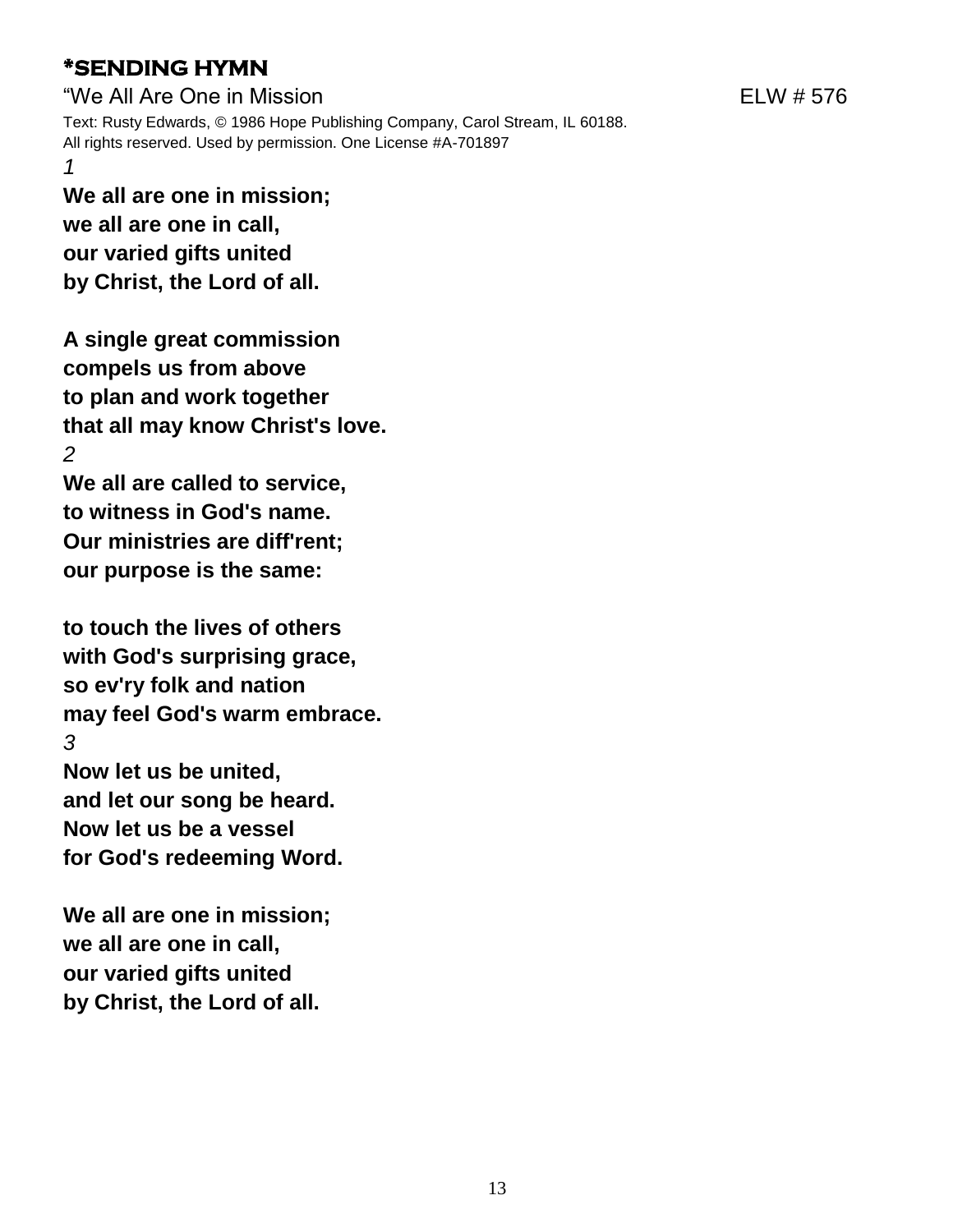## *SENDING HYMN

"We All Are One in Mission ELW # 576

Text: Rusty Edwards, © 1986 Hope Publishing Company, Carol Stream, IL 60188.
All rights reserved. Used by permission. One License #A-701897

*1*

**We all are one in mission;**
**we all are one in call,**
**our varied gifts united**
**by Christ, the Lord of all.**

**A single great commission**
**compels us from above**
**to plan and work together**
**that all may know Christ's love.**

*2*

**We all are called to service,**
**to witness in God's name.**
**Our ministries are diff'rent;**
**our purpose is the same:**

**to touch the lives of others**
**with God's surprising grace,**
**so ev'ry folk and nation**
**may feel God's warm embrace.**

*3*

**Now let us be united,**
**and let our song be heard.**
**Now let us be a vessel**
**for God's redeeming Word.**

**We all are one in mission;**
**we all are one in call,**
**our varied gifts united**
**by Christ, the Lord of all.**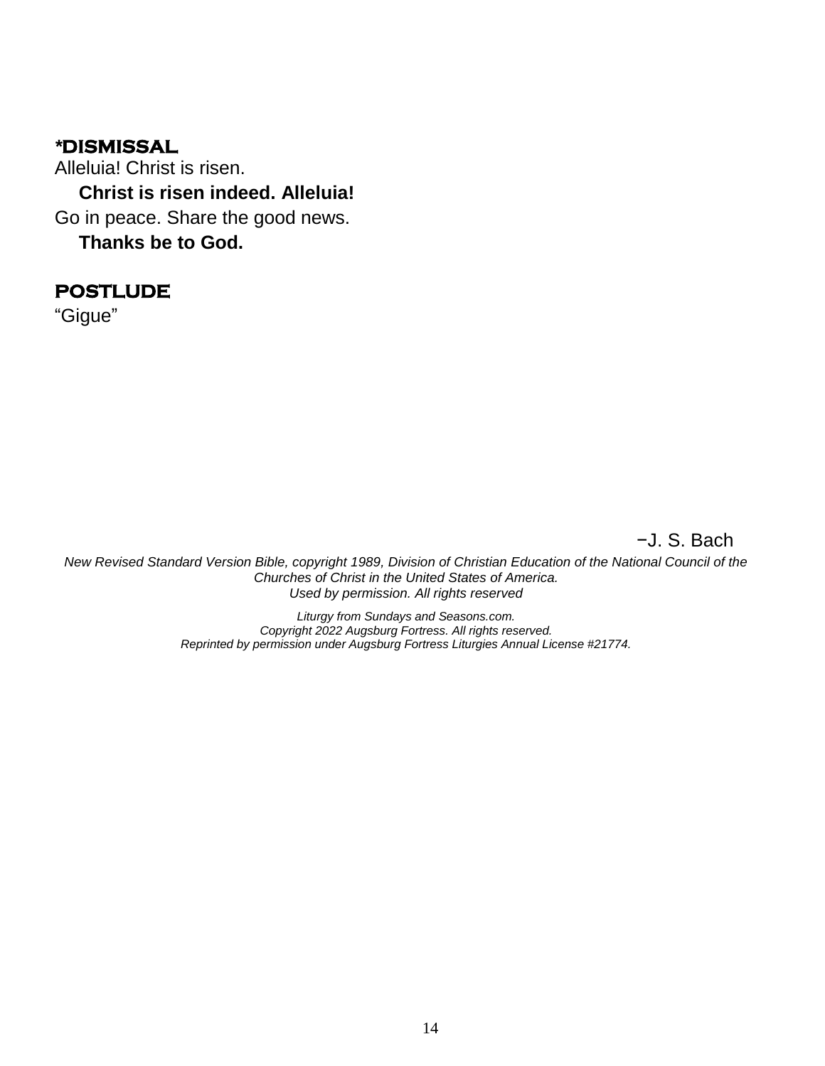## *DISMISSAL

Alleluia! Christ is risen.

**Christ is risen indeed. Alleluia!**

Go in peace. Share the good news.

**Thanks be to God.**

## POSTLUDE

"Gigue"

−J. S. Bach

*New Revised Standard Version Bible, copyright 1989, Division of Christian Education of the National Council of the Churches of Christ in the United States of America.*
*Used by permission. All rights reserved*

*Liturgy from Sundays and Seasons.com.*
*Copyright 2022 Augsburg Fortress. All rights reserved.*
*Reprinted by permission under Augsburg Fortress Liturgies Annual License #21774.*